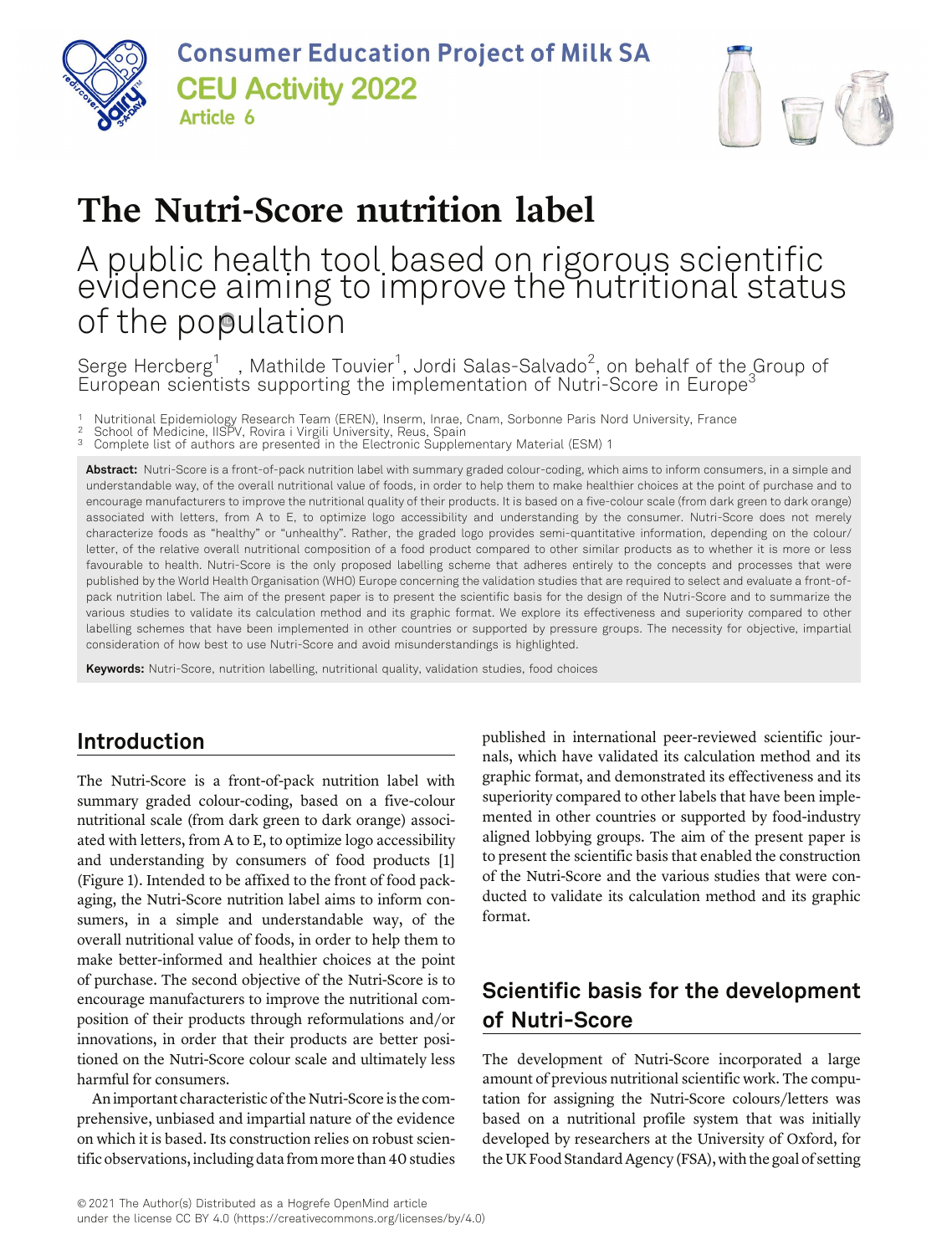Consumer Education Project of Milk SA

CEU Activity 2022

Article 6

# The Nutri-Score nutrition label

## A public health tool based on rigorous scientific evidence aiming to improve the nutritional status of the population

Serge Hercberg[1], Mathilde Touvier[1], Jordi Salas-Salvado[2], on behalf of the Group of European scientists supporting the implementation of Nutri-Score in Europe[3]

[1] Nutritional Epidemiology Research Team (EREN), Inserm, Inrae, Cnam, Sorbonne Paris Nord University, France
[2] School of Medicine, IISPV, Rovira i Virgili University, Reus, Spain
[3] Complete list of authors are presented in the Electronic Supplementary Material (ESM) 1

**Abstract:** Nutri-Score is a front-of-pack nutrition label with summary graded colour-coding, which aims to inform consumers, in a simple and understandable way, of the overall nutritional value of foods, in order to help them to make healthier choices at the point of purchase and to encourage manufacturers to improve the nutritional quality of their products. It is based on a five-colour scale (from dark green to dark orange) associated with letters, from A to E, to optimize logo accessibility and understanding by the consumer. Nutri-Score does not merely characterize foods as "healthy" or "unhealthy". Rather, the graded logo provides semi-quantitative information, depending on the colour/letter, of the relative overall nutritional composition of a food product compared to other similar products as to whether it is more or less favourable to health. Nutri-Score is the only proposed labelling scheme that adheres entirely to the concepts and processes that were published by the World Health Organisation (WHO) Europe concerning the validation studies that are required to select and evaluate a front-of-pack nutrition label. The aim of the present paper is to present the scientific basis for the design of the Nutri-Score and to summarize the various studies to validate its calculation method and its graphic format. We explore its effectiveness and superiority compared to other labelling schemes that have been implemented in other countries or supported by pressure groups. The necessity for objective, impartial consideration of how best to use Nutri-Score and avoid misunderstandings is highlighted.

**Keywords:** Nutri-Score, nutrition labelling, nutritional quality, validation studies, food choices

## Introduction

The Nutri-Score is a front-of-pack nutrition label with summary graded colour-coding, based on a five-colour nutritional scale (from dark green to dark orange) associated with letters, from A to E, to optimize logo accessibility and understanding by consumers of food products [1] (Figure 1). Intended to be affixed to the front of food packaging, the Nutri-Score nutrition label aims to inform consumers, in a simple and understandable way, of the overall nutritional value of foods, in order to help them to make better-informed and healthier choices at the point of purchase. The second objective of the Nutri-Score is to encourage manufacturers to improve the nutritional composition of their products through reformulations and/or innovations, in order that their products are better positioned on the Nutri-Score colour scale and ultimately less harmful for consumers.

An important characteristic of the Nutri-Score is the comprehensive, unbiased and impartial nature of the evidence on which it is based. Its construction relies on robust scientific observations, including data from more than 40 studies published in international peer-reviewed scientific journals, which have validated its calculation method and its graphic format, and demonstrated its effectiveness and its superiority compared to other labels that have been implemented in other countries or supported by food-industry aligned lobbying groups. The aim of the present paper is to present the scientific basis that enabled the construction of the Nutri-Score and the various studies that were conducted to validate its calculation method and its graphic format.

## Scientific basis for the development of Nutri-Score

The development of Nutri-Score incorporated a large amount of previous nutritional scientific work. The computation for assigning the Nutri-Score colours/letters was based on a nutritional profile system that was initially developed by researchers at the University of Oxford, for the UK Food Standard Agency (FSA), with the goal of setting

© 2021 The Author(s) Distributed as a Hogrefe OpenMind article under the license CC BY 4.0 (https://creativecommons.org/licenses/by/4.0)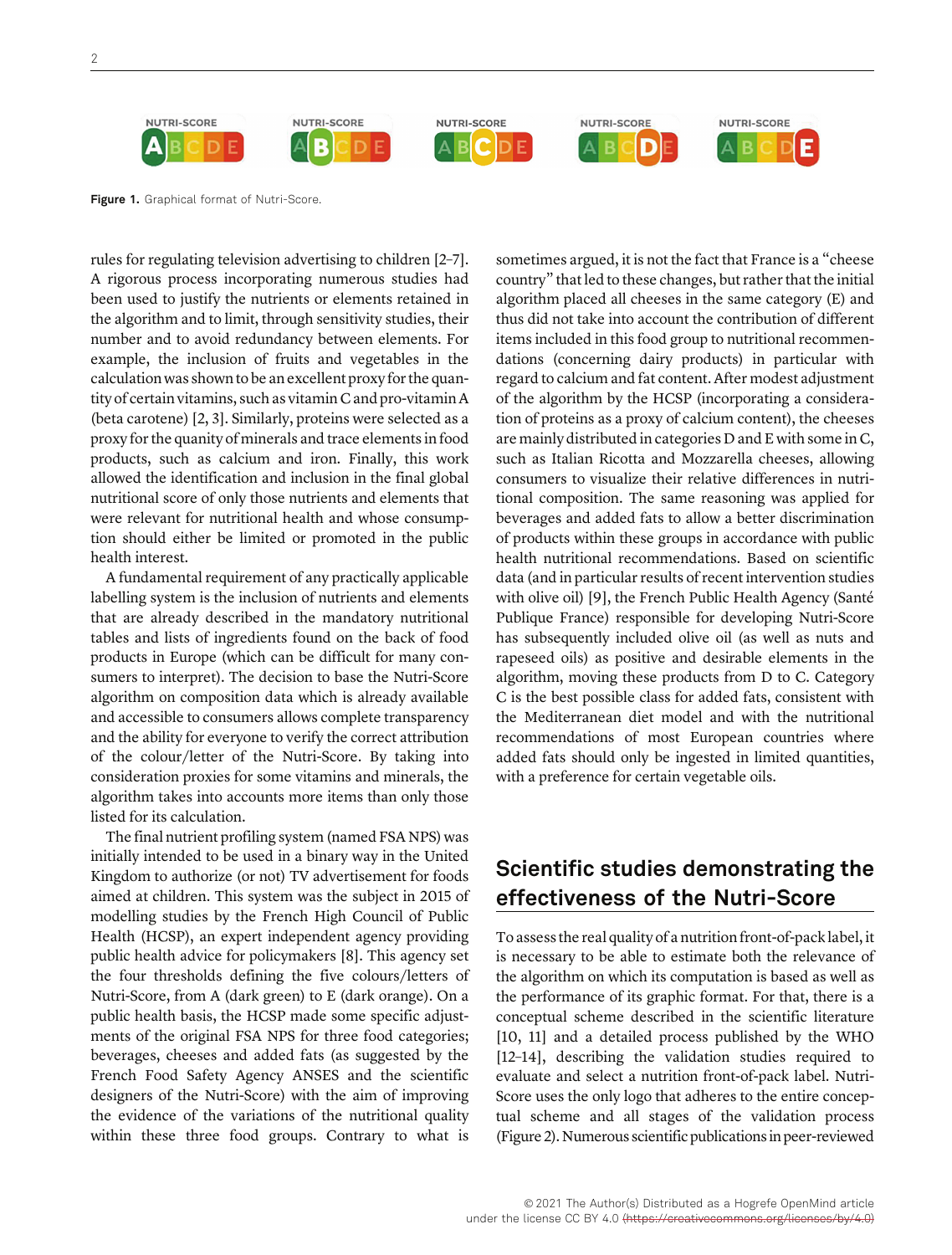**Figure 1.** Graphical format of Nutri-Score.

rules for regulating television advertising to children [2–7]. A rigorous process incorporating numerous studies had been used to justify the nutrients or elements retained in the algorithm and to limit, through sensitivity studies, their number and to avoid redundancy between elements. For example, the inclusion of fruits and vegetables in the calculation was shown to be an excellent proxy for the quantity of certain vitamins, such as vitamin C and pro-vitamin A (beta carotene) [2, 3]. Similarly, proteins were selected as a proxy for the quanity of minerals and trace elements in food products, such as calcium and iron. Finally, this work allowed the identification and inclusion in the final global nutritional score of only those nutrients and elements that were relevant for nutritional health and whose consumption should either be limited or promoted in the public health interest.

A fundamental requirement of any practically applicable labelling system is the inclusion of nutrients and elements that are already described in the mandatory nutritional tables and lists of ingredients found on the back of food products in Europe (which can be difficult for many consumers to interpret). The decision to base the Nutri-Score algorithm on composition data which is already available and accessible to consumers allows complete transparency and the ability for everyone to verify the correct attribution of the colour/letter of the Nutri-Score. By taking into consideration proxies for some vitamins and minerals, the algorithm takes into accounts more items than only those listed for its calculation.

The final nutrient profiling system (named FSA NPS) was initially intended to be used in a binary way in the United Kingdom to authorize (or not) TV advertisement for foods aimed at children. This system was the subject in 2015 of modelling studies by the French High Council of Public Health (HCSP), an expert independent agency providing public health advice for policymakers [8]. This agency set the four thresholds defining the five colours/letters of Nutri-Score, from A (dark green) to E (dark orange). On a public health basis, the HCSP made some specific adjustments of the original FSA NPS for three food categories; beverages, cheeses and added fats (as suggested by the French Food Safety Agency ANSES and the scientific designers of the Nutri-Score) with the aim of improving the evidence of the variations of the nutritional quality within these three food groups. Contrary to what is sometimes argued, it is not the fact that France is a "cheese country" that led to these changes, but rather that the initial algorithm placed all cheeses in the same category (E) and thus did not take into account the contribution of different items included in this food group to nutritional recommendations (concerning dairy products) in particular with regard to calcium and fat content. After modest adjustment of the algorithm by the HCSP (incorporating a consideration of proteins as a proxy of calcium content), the cheeses are mainly distributed in categories D and E with some in C, such as Italian Ricotta and Mozzarella cheeses, allowing consumers to visualize their relative differences in nutritional composition. The same reasoning was applied for beverages and added fats to allow a better discrimination of products within these groups in accordance with public health nutritional recommendations. Based on scientific data (and in particular results of recent intervention studies with olive oil) [9], the French Public Health Agency (Santé Publique France) responsible for developing Nutri-Score has subsequently included olive oil (as well as nuts and rapeseed oils) as positive and desirable elements in the algorithm, moving these products from D to C. Category C is the best possible class for added fats, consistent with the Mediterranean diet model and with the nutritional recommendations of most European countries where added fats should only be ingested in limited quantities, with a preference for certain vegetable oils.

## Scientific studies demonstrating the effectiveness of the Nutri-Score

To assess the real quality of a nutrition front-of-pack label, it is necessary to be able to estimate both the relevance of the algorithm on which its computation is based as well as the performance of its graphic format. For that, there is a conceptual scheme described in the scientific literature [10, 11] and a detailed process published by the WHO [12–14], describing the validation studies required to evaluate and select a nutrition front-of-pack label. Nutri-Score uses the only logo that adheres to the entire conceptual scheme and all stages of the validation process (Figure 2). Numerous scientific publications in peer-reviewed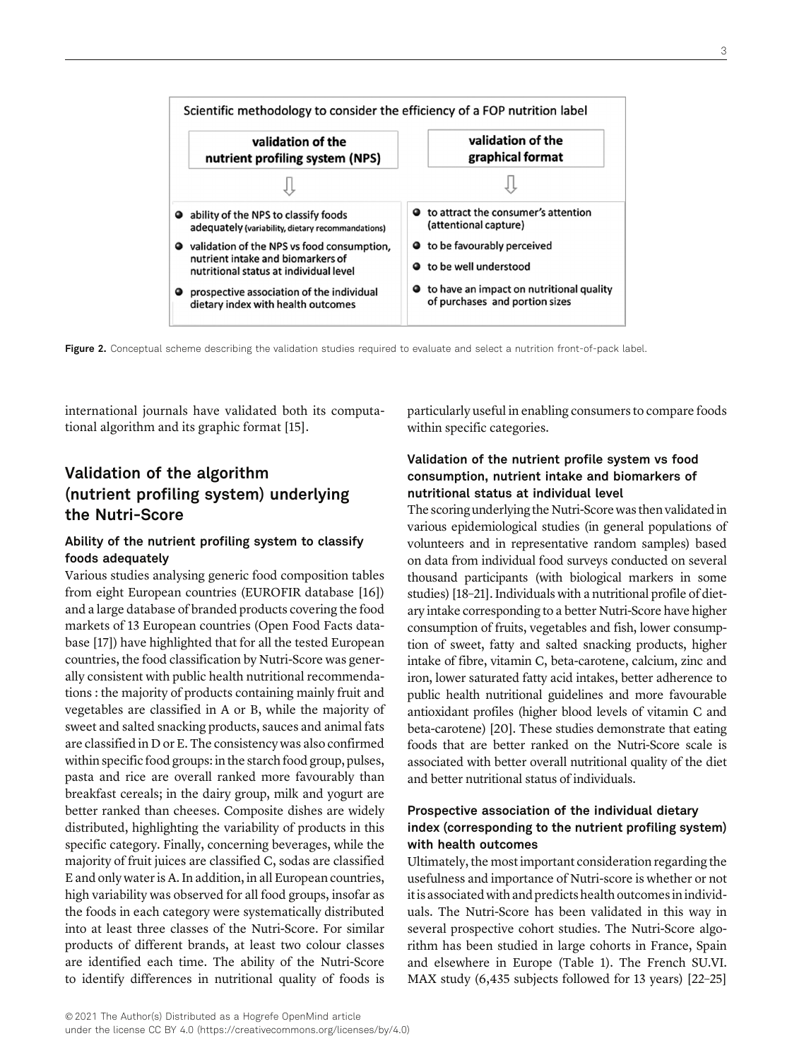Scientific methodology to consider the efficiency of a FOP nutrition label

| validation of the nutrient profiling system (NPS) | validation of the graphical format |
| --- | --- |
| • ability of the NPS to classify foods adequately (variability, dietary recommandations) | • to attract the consumer's attention (attentional capture) |
| • validation of the NPS vs food consumption, nutrient intake and biomarkers of nutritional status at individual level | • to be favourably perceived |
| • prospective association of the individual dietary index with health outcomes | • to be well understood |
| | • to have an impact on nutritional quality of purchases and portion sizes |

**Figure 2.** Conceptual scheme describing the validation studies required to evaluate and select a nutrition front-of-pack label.

international journals have validated both its computational algorithm and its graphic format [15].

## Validation of the algorithm (nutrient profiling system) underlying the Nutri-Score

### Ability of the nutrient profiling system to classify foods adequately

Various studies analysing generic food composition tables from eight European countries (EUROFIR database [16]) and a large database of branded products covering the food markets of 13 European countries (Open Food Facts database [17]) have highlighted that for all the tested European countries, the food classification by Nutri-Score was generally consistent with public health nutritional recommendations : the majority of products containing mainly fruit and vegetables are classified in A or B, while the majority of sweet and salted snacking products, sauces and animal fats are classified in D or E. The consistency was also confirmed within specific food groups: in the starch food group, pulses, pasta and rice are overall ranked more favourably than breakfast cereals; in the dairy group, milk and yogurt are better ranked than cheeses. Composite dishes are widely distributed, highlighting the variability of products in this specific category. Finally, concerning beverages, while the majority of fruit juices are classified C, sodas are classified E and only water is A. In addition, in all European countries, high variability was observed for all food groups, insofar as the foods in each category were systematically distributed into at least three classes of the Nutri-Score. For similar products of different brands, at least two colour classes are identified each time. The ability of the Nutri-Score to identify differences in nutritional quality of foods is particularly useful in enabling consumers to compare foods within specific categories.

### Validation of the nutrient profile system vs food consumption, nutrient intake and biomarkers of nutritional status at individual level

The scoring underlying the Nutri-Score was then validated in various epidemiological studies (in general populations of volunteers and in representative random samples) based on data from individual food surveys conducted on several thousand participants (with biological markers in some studies) [18–21]. Individuals with a nutritional profile of dietary intake corresponding to a better Nutri-Score have higher consumption of fruits, vegetables and fish, lower consumption of sweet, fatty and salted snacking products, higher intake of fibre, vitamin C, beta-carotene, calcium, zinc and iron, lower saturated fatty acid intakes, better adherence to public health nutritional guidelines and more favourable antioxidant profiles (higher blood levels of vitamin C and beta-carotene) [20]. These studies demonstrate that eating foods that are better ranked on the Nutri-Score scale is associated with better overall nutritional quality of the diet and better nutritional status of individuals.

### Prospective association of the individual dietary index (corresponding to the nutrient profiling system) with health outcomes

Ultimately, the most important consideration regarding the usefulness and importance of Nutri-score is whether or not it is associated with and predicts health outcomes in individuals. The Nutri-Score has been validated in this way in several prospective cohort studies. The Nutri-Score algorithm has been studied in large cohorts in France, Spain and elsewhere in Europe (Table 1). The French SU.VI. MAX study (6,435 subjects followed for 13 years) [22–25]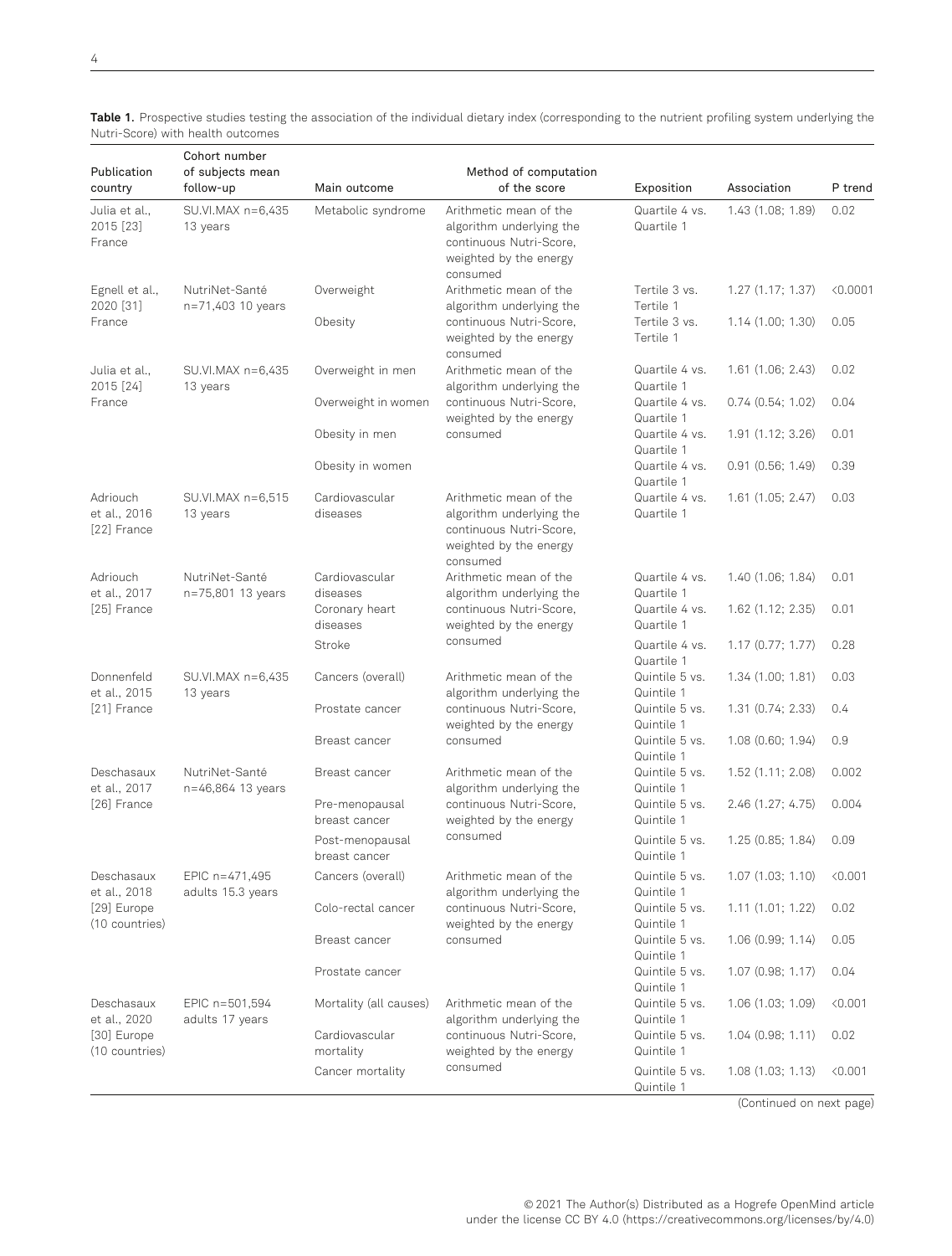**Table 1.** Prospective studies testing the association of the individual dietary index (corresponding to the nutrient profiling system underlying the Nutri-Score) with health outcomes

| Publication country | Cohort number of subjects mean follow-up | Main outcome | Method of computation of the score | Exposition | Association | P trend |
|---|---|---|---|---|---|---|
| Julia et al., 2015 [23] France | SU.VI.MAX n=6,435 13 years | Metabolic syndrome | Arithmetic mean of the algorithm underlying the continuous Nutri-Score, weighted by the energy consumed | Quartile 4 vs. Quartile 1 | 1.43 (1.08; 1.89) | 0.02 |
| Egnell et al., 2020 [31] France | NutriNet-Santé n=71,403 10 years | Overweight | Arithmetic mean of the algorithm underlying the continuous Nutri-Score, weighted by the energy consumed | Tertile 3 vs. Tertile 1 | 1.27 (1.17; 1.37) | <0.0001 |
| | | Obesity | | Tertile 3 vs. Tertile 1 | 1.14 (1.00; 1.30) | 0.05 |
| Julia et al., 2015 [24] France | SU.VI.MAX n=6,435 13 years | Overweight in men | Arithmetic mean of the algorithm underlying the continuous Nutri-Score, weighted by the energy consumed | Quartile 4 vs. Quartile 1 | 1.61 (1.06; 2.43) | 0.02 |
| | | Overweight in women | | Quartile 4 vs. Quartile 1 | 0.74 (0.54; 1.02) | 0.04 |
| | | Obesity in men | | Quartile 4 vs. Quartile 1 | 1.91 (1.12; 3.26) | 0.01 |
| | | Obesity in women | | Quartile 4 vs. Quartile 1 | 0.91 (0.56; 1.49) | 0.39 |
| Adriouch et al., 2016 [22] France | SU.VI.MAX n=6,515 13 years | Cardiovascular diseases | Arithmetic mean of the algorithm underlying the continuous Nutri-Score, weighted by the energy consumed | Quartile 4 vs. Quartile 1 | 1.61 (1.05; 2.47) | 0.03 |
| Adriouch et al., 2017 [25] France | NutriNet-Santé n=75,801 13 years | Cardiovascular diseases | Arithmetic mean of the algorithm underlying the continuous Nutri-Score, weighted by the energy consumed | Quartile 4 vs. Quartile 1 | 1.40 (1.06; 1.84) | 0.01 |
| | | Coronary heart diseases | | Quartile 4 vs. Quartile 1 | 1.62 (1.12; 2.35) | 0.01 |
| | | Stroke | | Quartile 4 vs. Quartile 1 | 1.17 (0.77; 1.77) | 0.28 |
| Donnenfeld et al., 2015 [21] France | SU.VI.MAX n=6,435 13 years | Cancers (overall) | Arithmetic mean of the algorithm underlying the continuous Nutri-Score, weighted by the energy consumed | Quintile 5 vs. Quintile 1 | 1.34 (1.00; 1.81) | 0.03 |
| | | Prostate cancer | | Quintile 5 vs. Quintile 1 | 1.31 (0.74; 2.33) | 0.4 |
| | | Breast cancer | | Quintile 5 vs. Quintile 1 | 1.08 (0.60; 1.94) | 0.9 |
| Deschasaux et al., 2017 [26] France | NutriNet-Santé n=46,864 13 years | Breast cancer | Arithmetic mean of the algorithm underlying the continuous Nutri-Score, weighted by the energy consumed | Quintile 5 vs. Quintile 1 | 1.52 (1.11; 2.08) | 0.002 |
| | | Pre-menopausal breast cancer | | Quintile 5 vs. Quintile 1 | 2.46 (1.27; 4.75) | 0.004 |
| | | Post-menopausal breast cancer | | Quintile 5 vs. Quintile 1 | 1.25 (0.85; 1.84) | 0.09 |
| Deschasaux et al., 2018 [29] Europe (10 countries) | EPIC n=471,495 adults 15.3 years | Cancers (overall) | Arithmetic mean of the algorithm underlying the continuous Nutri-Score, weighted by the energy consumed | Quintile 5 vs. Quintile 1 | 1.07 (1.03; 1.10) | <0.001 |
| | | Colo-rectal cancer | | Quintile 5 vs. Quintile 1 | 1.11 (1.01; 1.22) | 0.02 |
| | | Breast cancer | | Quintile 5 vs. Quintile 1 | 1.06 (0.99; 1.14) | 0.05 |
| | | Prostate cancer | | Quintile 5 vs. Quintile 1 | 1.07 (0.98; 1.17) | 0.04 |
| Deschasaux et al., 2020 [30] Europe (10 countries) | EPIC n=501,594 adults 17 years | Mortality (all causes) | Arithmetic mean of the algorithm underlying the continuous Nutri-Score, weighted by the energy consumed | Quintile 5 vs. Quintile 1 | 1.06 (1.03; 1.09) | <0.001 |
| | | Cardiovascular mortality | | Quintile 5 vs. Quintile 1 | 1.04 (0.98; 1.11) | 0.02 |
| | | Cancer mortality | | Quintile 5 vs. Quintile 1 | 1.08 (1.03; 1.13) | <0.001 |

(Continued on next page)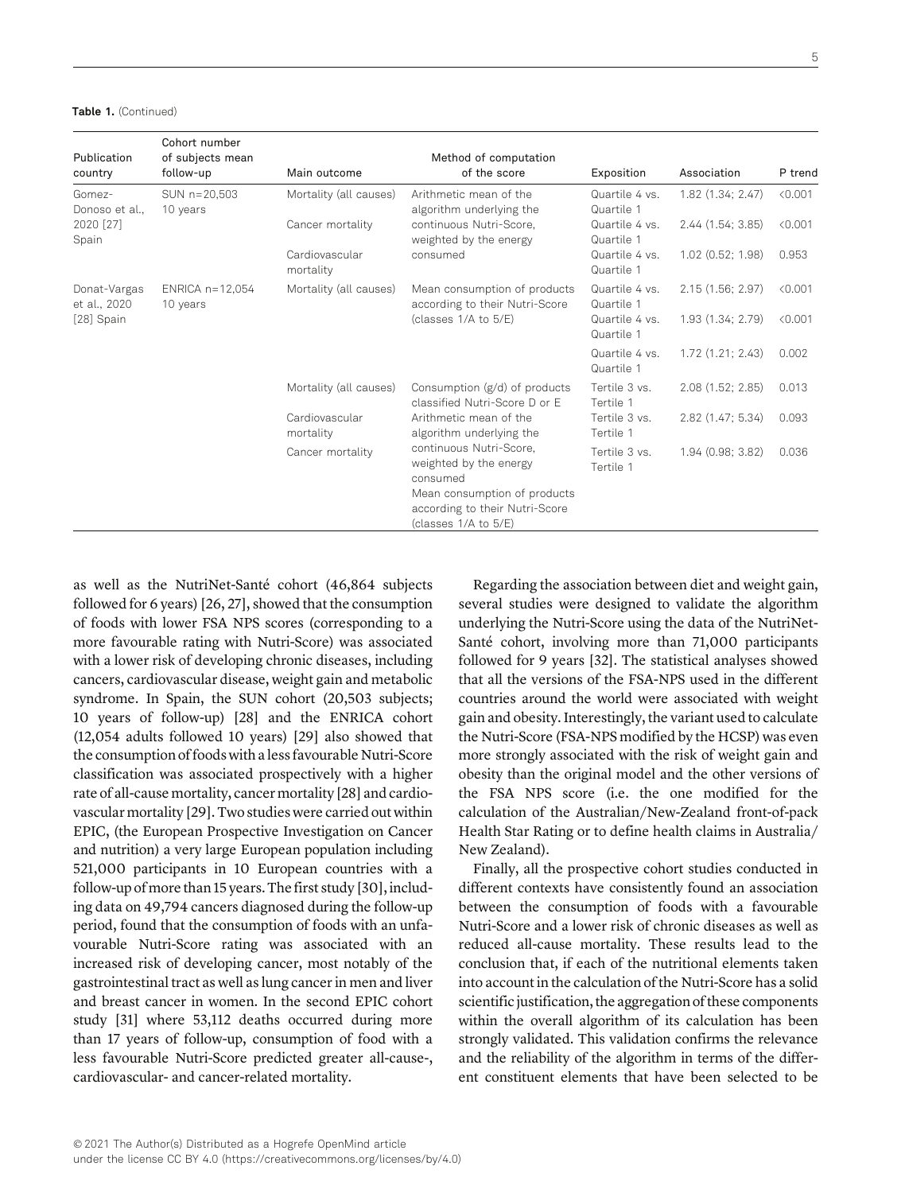**Table 1.** (Continued)

| Publication country | Cohort number of subjects mean follow-up | Main outcome | Method of computation of the score | Exposition | Association | P trend |
|---|---|---|---|---|---|---|
| Gomez-Donoso et al., 2020 [27] Spain | SUN n=20,503 10 years | Mortality (all causes) | Arithmetic mean of the algorithm underlying the continuous Nutri-Score, weighted by the energy consumed | Quartile 4 vs. Quartile 1 | 1.82 (1.34; 2.47) | <0.001 |
| | | Cancer mortality | | Quartile 4 vs. Quartile 1 | 2.44 (1.54; 3.85) | <0.001 |
| | | Cardiovascular mortality | | Quartile 4 vs. Quartile 1 | 1.02 (0.52; 1.98) | 0.953 |
| Donat-Vargas et al., 2020 [28] Spain | ENRICA n=12,054 10 years | Mortality (all causes) | Mean consumption of products according to their Nutri-Score (classes 1/A to 5/E) | Quartile 4 vs. Quartile 1 | 2.15 (1.56; 2.97) | <0.001 |
| | | | | Quartile 4 vs. Quartile 1 | 1.93 (1.34; 2.79) | <0.001 |
| | | | | Quartile 4 vs. Quartile 1 | 1.72 (1.21; 2.43) | 0.002 |
| | | Mortality (all causes) | Consumption (g/d) of products classified Nutri-Score D or E | Tertile 3 vs. Tertile 1 | 2.08 (1.52; 2.85) | 0.013 |
| | | Cardiovascular mortality | Arithmetic mean of the algorithm underlying the continuous Nutri-Score, weighted by the energy consumed | Tertile 3 vs. Tertile 1 | 2.82 (1.47; 5.34) | 0.093 |
| | | Cancer mortality | Mean consumption of products according to their Nutri-Score (classes 1/A to 5/E) | Tertile 3 vs. Tertile 1 | 1.94 (0.98; 3.82) | 0.036 |

as well as the NutriNet-Santé cohort (46,864 subjects followed for 6 years) [26, 27], showed that the consumption of foods with lower FSA NPS scores (corresponding to a more favourable rating with Nutri-Score) was associated with a lower risk of developing chronic diseases, including cancers, cardiovascular disease, weight gain and metabolic syndrome. In Spain, the SUN cohort (20,503 subjects; 10 years of follow-up) [28] and the ENRICA cohort (12,054 adults followed 10 years) [29] also showed that the consumption of foods with a less favourable Nutri-Score classification was associated prospectively with a higher rate of all-cause mortality, cancer mortality [28] and cardiovascular mortality [29]. Two studies were carried out within EPIC, (the European Prospective Investigation on Cancer and nutrition) a very large European population including 521,000 participants in 10 European countries with a follow-up of more than 15 years. The first study [30], including data on 49,794 cancers diagnosed during the follow-up period, found that the consumption of foods with an unfavourable Nutri-Score rating was associated with an increased risk of developing cancer, most notably of the gastrointestinal tract as well as lung cancer in men and liver and breast cancer in women. In the second EPIC cohort study [31] where 53,112 deaths occurred during more than 17 years of follow-up, consumption of food with a less favourable Nutri-Score predicted greater all-cause-, cardiovascular- and cancer-related mortality.

Regarding the association between diet and weight gain, several studies were designed to validate the algorithm underlying the Nutri-Score using the data of the NutriNet-Santé cohort, involving more than 71,000 participants followed for 9 years [32]. The statistical analyses showed that all the versions of the FSA-NPS used in the different countries around the world were associated with weight gain and obesity. Interestingly, the variant used to calculate the Nutri-Score (FSA-NPS modified by the HCSP) was even more strongly associated with the risk of weight gain and obesity than the original model and the other versions of the FSA NPS score (i.e. the one modified for the calculation of the Australian/New-Zealand front-of-pack Health Star Rating or to define health claims in Australia/New Zealand).

Finally, all the prospective cohort studies conducted in different contexts have consistently found an association between the consumption of foods with a favourable Nutri-Score and a lower risk of chronic diseases as well as reduced all-cause mortality. These results lead to the conclusion that, if each of the nutritional elements taken into account in the calculation of the Nutri-Score has a solid scientific justification, the aggregation of these components within the overall algorithm of its calculation has been strongly validated. This validation confirms the relevance and the reliability of the algorithm in terms of the different constituent elements that have been selected to be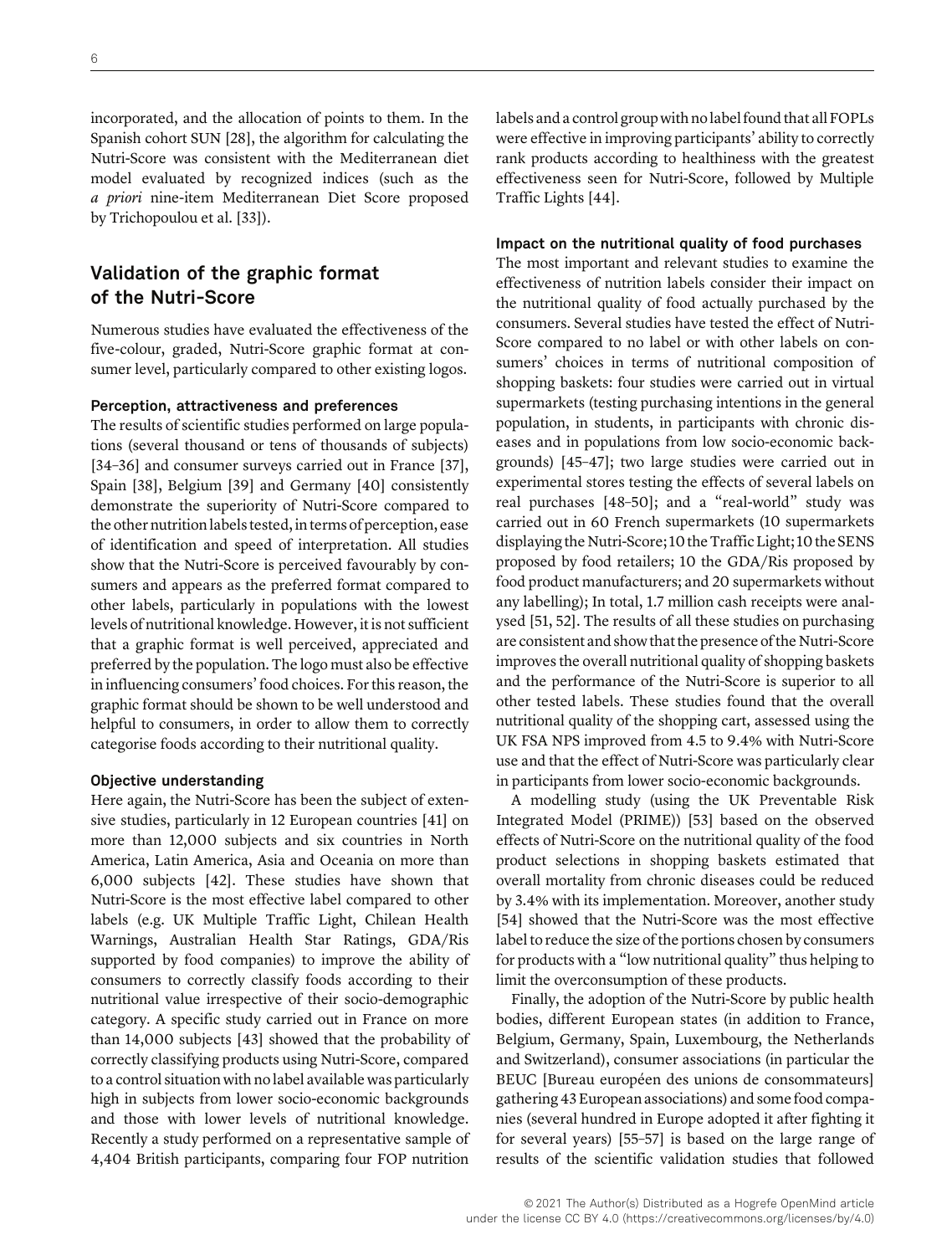incorporated, and the allocation of points to them. In the Spanish cohort SUN [28], the algorithm for calculating the Nutri-Score was consistent with the Mediterranean diet model evaluated by recognized indices (such as the *a priori* nine-item Mediterranean Diet Score proposed by Trichopoulou et al. [33]).

## Validation of the graphic format of the Nutri-Score

Numerous studies have evaluated the effectiveness of the five-colour, graded, Nutri-Score graphic format at consumer level, particularly compared to other existing logos.

### Perception, attractiveness and preferences

The results of scientific studies performed on large populations (several thousand or tens of thousands of subjects) [34–36] and consumer surveys carried out in France [37], Spain [38], Belgium [39] and Germany [40] consistently demonstrate the superiority of Nutri-Score compared to the other nutrition labels tested, in terms of perception, ease of identification and speed of interpretation. All studies show that the Nutri-Score is perceived favourably by consumers and appears as the preferred format compared to other labels, particularly in populations with the lowest levels of nutritional knowledge. However, it is not sufficient that a graphic format is well perceived, appreciated and preferred by the population. The logo must also be effective in influencing consumers' food choices. For this reason, the graphic format should be shown to be well understood and helpful to consumers, in order to allow them to correctly categorise foods according to their nutritional quality.

### Objective understanding

Here again, the Nutri-Score has been the subject of extensive studies, particularly in 12 European countries [41] on more than 12,000 subjects and six countries in North America, Latin America, Asia and Oceania on more than 6,000 subjects [42]. These studies have shown that Nutri-Score is the most effective label compared to other labels (e.g. UK Multiple Traffic Light, Chilean Health Warnings, Australian Health Star Ratings, GDA/Ris supported by food companies) to improve the ability of consumers to correctly classify foods according to their nutritional value irrespective of their socio-demographic category. A specific study carried out in France on more than 14,000 subjects [43] showed that the probability of correctly classifying products using Nutri-Score, compared to a control situation with no label available was particularly high in subjects from lower socio-economic backgrounds and those with lower levels of nutritional knowledge. Recently a study performed on a representative sample of 4,404 British participants, comparing four FOP nutrition labels and a control group with no label found that all FOPLs were effective in improving participants' ability to correctly rank products according to healthiness with the greatest effectiveness seen for Nutri-Score, followed by Multiple Traffic Lights [44].

### Impact on the nutritional quality of food purchases

The most important and relevant studies to examine the effectiveness of nutrition labels consider their impact on the nutritional quality of food actually purchased by the consumers. Several studies have tested the effect of Nutri-Score compared to no label or with other labels on consumers' choices in terms of nutritional composition of shopping baskets: four studies were carried out in virtual supermarkets (testing purchasing intentions in the general population, in students, in participants with chronic diseases and in populations from low socio-economic backgrounds) [45–47]; two large studies were carried out in experimental stores testing the effects of several labels on real purchases [48–50]; and a "real-world" study was carried out in 60 French supermarkets (10 supermarkets displaying the Nutri-Score; 10 the Traffic Light; 10 the SENS proposed by food retailers; 10 the GDA/Ris proposed by food product manufacturers; and 20 supermarkets without any labelling); In total, 1.7 million cash receipts were analysed [51, 52]. The results of all these studies on purchasing are consistent and show that the presence of the Nutri-Score improves the overall nutritional quality of shopping baskets and the performance of the Nutri-Score is superior to all other tested labels. These studies found that the overall nutritional quality of the shopping cart, assessed using the UK FSA NPS improved from 4.5 to 9.4% with Nutri-Score use and that the effect of Nutri-Score was particularly clear in participants from lower socio-economic backgrounds.

A modelling study (using the UK Preventable Risk Integrated Model (PRIME)) [53] based on the observed effects of Nutri-Score on the nutritional quality of the food product selections in shopping baskets estimated that overall mortality from chronic diseases could be reduced by 3.4% with its implementation. Moreover, another study [54] showed that the Nutri-Score was the most effective label to reduce the size of the portions chosen by consumers for products with a "low nutritional quality" thus helping to limit the overconsumption of these products.

Finally, the adoption of the Nutri-Score by public health bodies, different European states (in addition to France, Belgium, Germany, Spain, Luxembourg, the Netherlands and Switzerland), consumer associations (in particular the BEUC [Bureau européen des unions de consommateurs] gathering 43 European associations) and some food companies (several hundred in Europe adopted it after fighting it for several years) [55–57] is based on the large range of results of the scientific validation studies that followed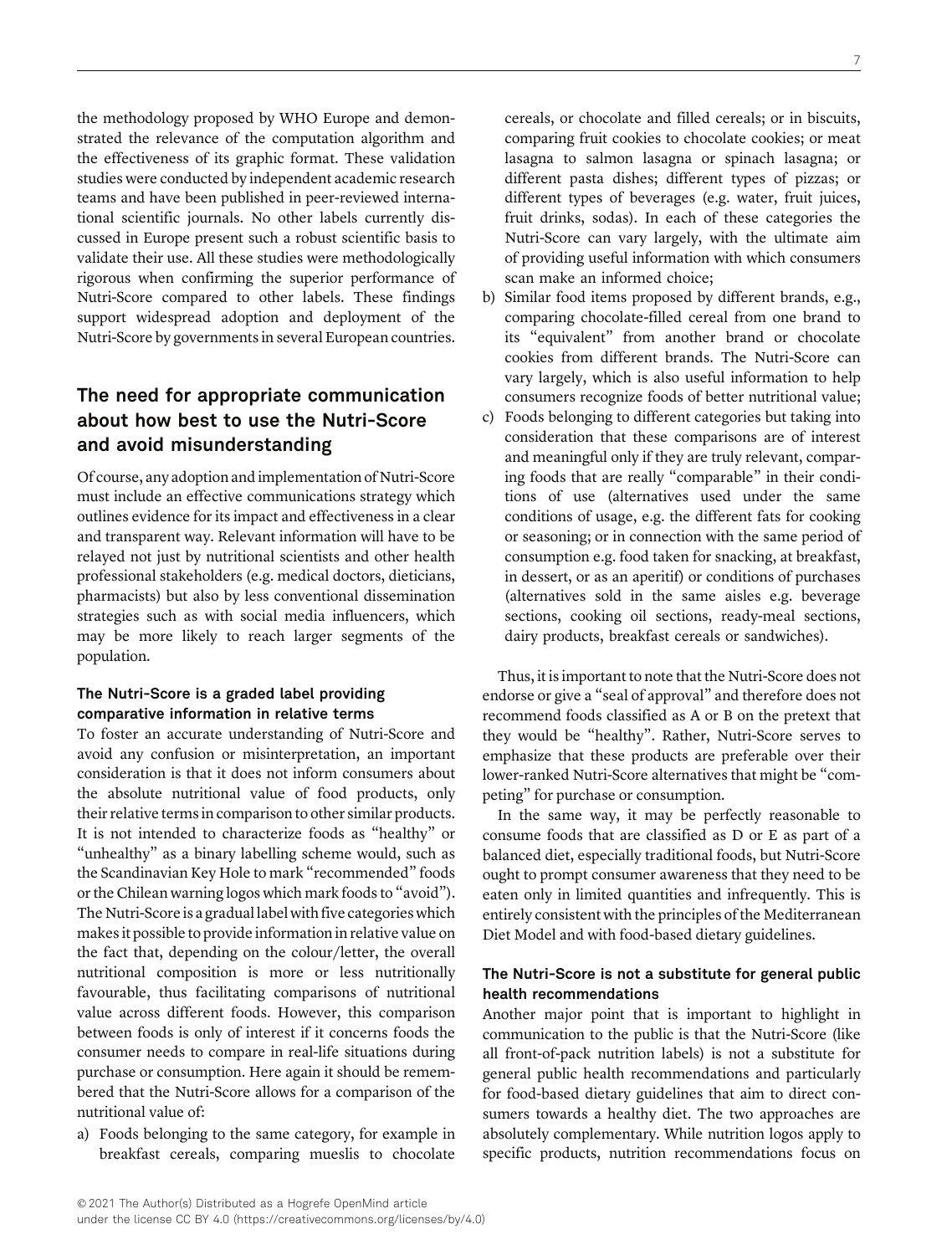the methodology proposed by WHO Europe and demonstrated the relevance of the computation algorithm and the effectiveness of its graphic format. These validation studies were conducted by independent academic research teams and have been published in peer-reviewed international scientific journals. No other labels currently discussed in Europe present such a robust scientific basis to validate their use. All these studies were methodologically rigorous when confirming the superior performance of Nutri-Score compared to other labels. These findings support widespread adoption and deployment of the Nutri-Score by governments in several European countries.

## The need for appropriate communication about how best to use the Nutri-Score and avoid misunderstanding

Of course, any adoption and implementation of Nutri-Score must include an effective communications strategy which outlines evidence for its impact and effectiveness in a clear and transparent way. Relevant information will have to be relayed not just by nutritional scientists and other health professional stakeholders (e.g. medical doctors, dieticians, pharmacists) but also by less conventional dissemination strategies such as with social media influencers, which may be more likely to reach larger segments of the population.

### The Nutri-Score is a graded label providing comparative information in relative terms

To foster an accurate understanding of Nutri-Score and avoid any confusion or misinterpretation, an important consideration is that it does not inform consumers about the absolute nutritional value of food products, only their relative terms in comparison to other similar products. It is not intended to characterize foods as "healthy" or "unhealthy" as a binary labelling scheme would, such as the Scandinavian Key Hole to mark "recommended" foods or the Chilean warning logos which mark foods to "avoid"). The Nutri-Score is a gradual label with five categories which makes it possible to provide information in relative value on the fact that, depending on the colour/letter, the overall nutritional composition is more or less nutritionally favourable, thus facilitating comparisons of nutritional value across different foods. However, this comparison between foods is only of interest if it concerns foods the consumer needs to compare in real-life situations during purchase or consumption. Here again it should be remembered that the Nutri-Score allows for a comparison of the nutritional value of:

a) Foods belonging to the same category, for example in breakfast cereals, comparing mueslis to chocolate cereals, or chocolate and filled cereals; or in biscuits, comparing fruit cookies to chocolate cookies; or meat lasagna to salmon lasagna or spinach lasagna; or different pasta dishes; different types of pizzas; or different types of beverages (e.g. water, fruit juices, fruit drinks, sodas). In each of these categories the Nutri-Score can vary largely, with the ultimate aim of providing useful information with which consumers scan make an informed choice;
b) Similar food items proposed by different brands, e.g., comparing chocolate-filled cereal from one brand to its "equivalent" from another brand or chocolate cookies from different brands. The Nutri-Score can vary largely, which is also useful information to help consumers recognize foods of better nutritional value;
c) Foods belonging to different categories but taking into consideration that these comparisons are of interest and meaningful only if they are truly relevant, comparing foods that are really "comparable" in their conditions of use (alternatives used under the same conditions of usage, e.g. the different fats for cooking or seasoning; or in connection with the same period of consumption e.g. food taken for snacking, at breakfast, in dessert, or as an aperitif) or conditions of purchases (alternatives sold in the same aisles e.g. beverage sections, cooking oil sections, ready-meal sections, dairy products, breakfast cereals or sandwiches).

Thus, it is important to note that the Nutri-Score does not endorse or give a "seal of approval" and therefore does not recommend foods classified as A or B on the pretext that they would be "healthy". Rather, Nutri-Score serves to emphasize that these products are preferable over their lower-ranked Nutri-Score alternatives that might be "competing" for purchase or consumption.

In the same way, it may be perfectly reasonable to consume foods that are classified as D or E as part of a balanced diet, especially traditional foods, but Nutri-Score ought to prompt consumer awareness that they need to be eaten only in limited quantities and infrequently. This is entirely consistent with the principles of the Mediterranean Diet Model and with food-based dietary guidelines.

### The Nutri-Score is not a substitute for general public health recommendations

Another major point that is important to highlight in communication to the public is that the Nutri-Score (like all front-of-pack nutrition labels) is not a substitute for general public health recommendations and particularly for food-based dietary guidelines that aim to direct consumers towards a healthy diet. The two approaches are absolutely complementary. While nutrition logos apply to specific products, nutrition recommendations focus on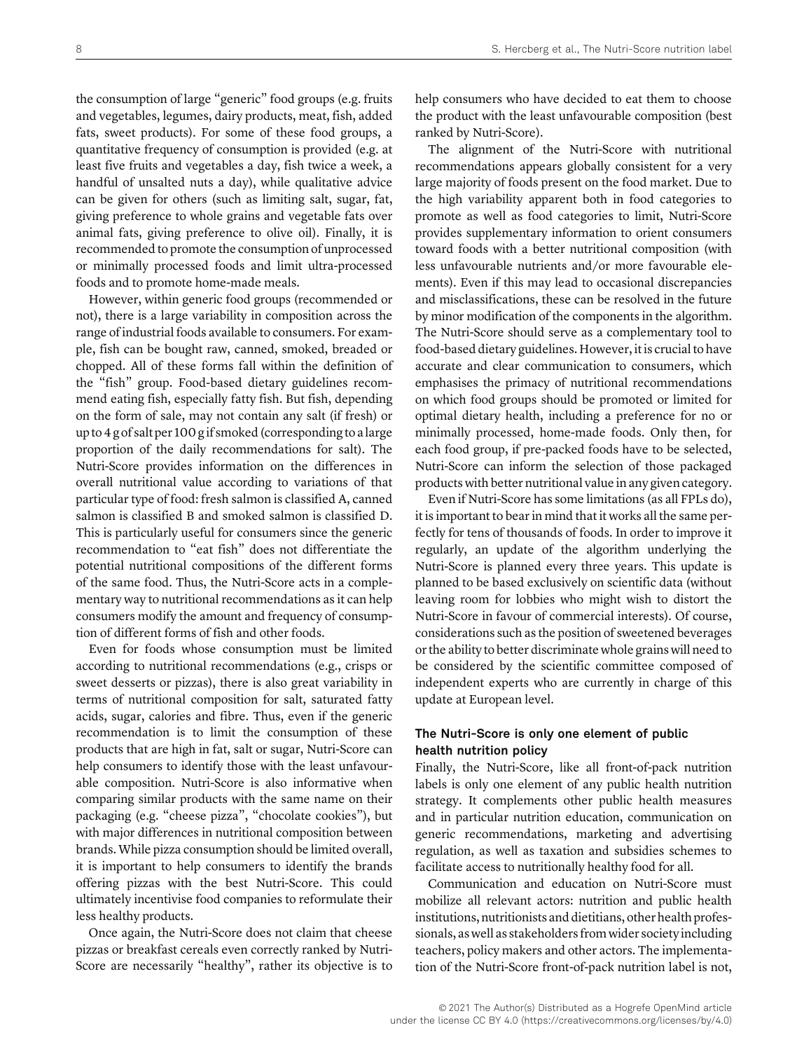the consumption of large "generic" food groups (e.g. fruits and vegetables, legumes, dairy products, meat, fish, added fats, sweet products). For some of these food groups, a quantitative frequency of consumption is provided (e.g. at least five fruits and vegetables a day, fish twice a week, a handful of unsalted nuts a day), while qualitative advice can be given for others (such as limiting salt, sugar, fat, giving preference to whole grains and vegetable fats over animal fats, giving preference to olive oil). Finally, it is recommended to promote the consumption of unprocessed or minimally processed foods and limit ultra-processed foods and to promote home-made meals.

However, within generic food groups (recommended or not), there is a large variability in composition across the range of industrial foods available to consumers. For example, fish can be bought raw, canned, smoked, breaded or chopped. All of these forms fall within the definition of the "fish" group. Food-based dietary guidelines recommend eating fish, especially fatty fish. But fish, depending on the form of sale, may not contain any salt (if fresh) or up to 4 g of salt per 100 g if smoked (corresponding to a large proportion of the daily recommendations for salt). The Nutri-Score provides information on the differences in overall nutritional value according to variations of that particular type of food: fresh salmon is classified A, canned salmon is classified B and smoked salmon is classified D. This is particularly useful for consumers since the generic recommendation to "eat fish" does not differentiate the potential nutritional compositions of the different forms of the same food. Thus, the Nutri-Score acts in a complementary way to nutritional recommendations as it can help consumers modify the amount and frequency of consumption of different forms of fish and other foods.

Even for foods whose consumption must be limited according to nutritional recommendations (e.g., crisps or sweet desserts or pizzas), there is also great variability in terms of nutritional composition for salt, saturated fatty acids, sugar, calories and fibre. Thus, even if the generic recommendation is to limit the consumption of these products that are high in fat, salt or sugar, Nutri-Score can help consumers to identify those with the least unfavourable composition. Nutri-Score is also informative when comparing similar products with the same name on their packaging (e.g. "cheese pizza", "chocolate cookies"), but with major differences in nutritional composition between brands. While pizza consumption should be limited overall, it is important to help consumers to identify the brands offering pizzas with the best Nutri-Score. This could ultimately incentivise food companies to reformulate their less healthy products.

Once again, the Nutri-Score does not claim that cheese pizzas or breakfast cereals even correctly ranked by Nutri-Score are necessarily "healthy", rather its objective is to help consumers who have decided to eat them to choose the product with the least unfavourable composition (best ranked by Nutri-Score).

The alignment of the Nutri-Score with nutritional recommendations appears globally consistent for a very large majority of foods present on the food market. Due to the high variability apparent both in food categories to promote as well as food categories to limit, Nutri-Score provides supplementary information to orient consumers toward foods with a better nutritional composition (with less unfavourable nutrients and/or more favourable elements). Even if this may lead to occasional discrepancies and misclassifications, these can be resolved in the future by minor modification of the components in the algorithm. The Nutri-Score should serve as a complementary tool to food-based dietary guidelines. However, it is crucial to have accurate and clear communication to consumers, which emphasises the primacy of nutritional recommendations on which food groups should be promoted or limited for optimal dietary health, including a preference for no or minimally processed, home-made foods. Only then, for each food group, if pre-packed foods have to be selected, Nutri-Score can inform the selection of those packaged products with better nutritional value in any given category.

Even if Nutri-Score has some limitations (as all FPLs do), it is important to bear in mind that it works all the same perfectly for tens of thousands of foods. In order to improve it regularly, an update of the algorithm underlying the Nutri-Score is planned every three years. This update is planned to be based exclusively on scientific data (without leaving room for lobbies who might wish to distort the Nutri-Score in favour of commercial interests). Of course, considerations such as the position of sweetened beverages or the ability to better discriminate whole grains will need to be considered by the scientific committee composed of independent experts who are currently in charge of this update at European level.

### The Nutri-Score is only one element of public health nutrition policy

Finally, the Nutri-Score, like all front-of-pack nutrition labels is only one element of any public health nutrition strategy. It complements other public health measures and in particular nutrition education, communication on generic recommendations, marketing and advertising regulation, as well as taxation and subsidies schemes to facilitate access to nutritionally healthy food for all.

Communication and education on Nutri-Score must mobilize all relevant actors: nutrition and public health institutions, nutritionists and dietitians, other health professionals, as well as stakeholders from wider society including teachers, policy makers and other actors. The implementation of the Nutri-Score front-of-pack nutrition label is not,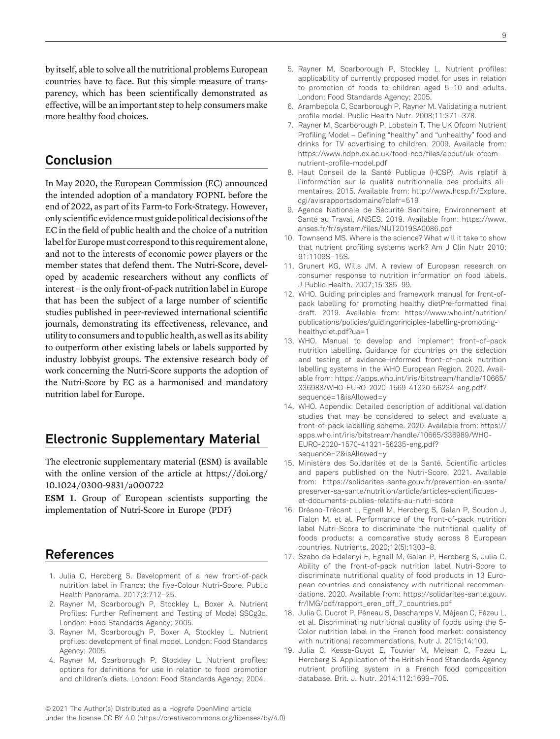by itself, able to solve all the nutritional problems European countries have to face. But this simple measure of transparency, which has been scientifically demonstrated as effective, will be an important step to help consumers make more healthy food choices.

## Conclusion

In May 2020, the European Commission (EC) announced the intended adoption of a mandatory FOPNL before the end of 2022, as part of its Farm-to Fork-Strategy. However, only scientific evidence must guide political decisions of the EC in the field of public health and the choice of a nutrition label for Europe must correspond to this requirement alone, and not to the interests of economic power players or the member states that defend them. The Nutri-Score, developed by academic researchers without any conflicts of interest – is the only front-of-pack nutrition label in Europe that has been the subject of a large number of scientific studies published in peer-reviewed international scientific journals, demonstrating its effectiveness, relevance, and utility to consumers and to public health, as well as its ability to outperform other existing labels or labels supported by industry lobbyist groups. The extensive research body of work concerning the Nutri-Score supports the adoption of the Nutri-Score by EC as a harmonised and mandatory nutrition label for Europe.

## Electronic Supplementary Material

The electronic supplementary material (ESM) is available with the online version of the article at https://doi.org/10.1024/0300-9831/a000722

**ESM 1.** Group of European scientists supporting the implementation of Nutri-Score in Europe (PDF)

## References

1. Julia C, Hercberg S. Development of a new front-of-pack nutrition label in France: the five-Colour Nutri-Score. Public Health Panorama. 2017;3:712–25.
2. Rayner M, Scarborough P, Stockley L, Boxer A. Nutrient Profiles: Further Refinement and Testing of Model SSCg3d. London: Food Standards Agency; 2005.
3. Rayner M, Scarborough P, Boxer A, Stockley L. Nutrient profiles: development of final model. London: Food Standards Agency; 2005.
4. Rayner M, Scarborough P, Stockley L. Nutrient profiles: options for definitions for use in relation to food promotion and children's diets. London: Food Standards Agency; 2004.
5. Rayner M, Scarborough P, Stockley L. Nutrient profiles: applicability of currently proposed model for uses in relation to promotion of foods to children aged 5–10 and adults. London: Food Standards Agency; 2005.
6. Arambepola C, Scarborough P, Rayner M. Validating a nutrient profile model. Public Health Nutr. 2008;11:371–378.
7. Rayner M, Scarborough P, Lobstein T. The UK Ofcom Nutrient Profiling Model – Defining "healthy" and "unhealthy" food and drinks for TV advertising to children. 2009. Available from: https://www.ndph.ox.ac.uk/food-ncd/files/about/uk-ofcom-nutrient-profile-model.pdf
8. Haut Conseil de la Santé Publique (HCSP). Avis relatif à l'information sur la qualité nutritionnelle des produits alimentaires. 2015. Available from: http://www.hcsp.fr/Explore.cgi/avisrapportsdomaine?clefr=519
9. Agence Nationale de Sécurité Sanitaire, Environnement et Santé au Travai, ANSES. 2019. Available from: https://www.anses.fr/fr/system/files/NUT2019SA0086.pdf
10. Townsend MS. Where is the science? What will it take to show that nutrient profiling systems work? Am J Clin Nutr 2010; 91:1109S–15S.
11. Grunert KG, Wills JM. A review of European research on consumer response to nutrition information on food labels. J Public Health. 2007;15:385–99.
12. WHO. Guiding principles and framework manual for front-of-pack labelling for promoting healthy dietPre-formatted final draft. 2019. Available from: https://www.who.int/nutrition/publications/policies/guidingprinciples-labelling-promoting-healthydiet.pdf?ua=1
13. WHO. Manual to develop and implement front–of–pack nutrition labelling. Guidance for countries on the selection and testing of evidence–informed front–of–pack nutrition labelling systems in the WHO European Region. 2020. Available from: https://apps.who.int/iris/bitstream/handle/10665/336988/WHO-EURO-2020-1569-41320-56234-eng.pdf?sequence=1&isAllowed=y
14. WHO. Appendix: Detailed description of additional validation studies that may be considered to select and evaluate a front-of-pack labelling scheme. 2020. Available from: https://apps.who.int/iris/bitstream/handle/10665/336989/WHO-EURO-2020-1570-41321-56235-eng.pdf?sequence=2&isAllowed=y
15. Ministère des Solidarités et de la Santé. Scientific articles and papers published on the Nutri-Score. 2021. Available from: https://solidarites-sante.gouv.fr/prevention-en-sante/preserver-sa-sante/nutrition/article/articles-scientifiques-et-documents-publies-relatifs-au-nutri-score
16. Dréano-Trécant L, Egnell M, Hercberg S, Galan P, Soudon J, Fialon M, et al. Performance of the front-of-pack nutrition label Nutri-Score to discriminate the nutritional quality of foods products: a comparative study across 8 European countries. Nutrients. 2020;12(5):1303–8.
17. Szabo de Edelenyi F, Egnell M, Galan P, Hercberg S, Julia C. Ability of the front-of-pack nutrition label Nutri-Score to discriminate nutritional quality of food products in 13 European countries and consistency with nutritional recommendations. 2020. Available from: https://solidarites-sante.gouv.fr/IMG/pdf/rapport_eren_off_7_countries.pdf
18. Julia C, Ducrot P, Péneau S, Deschamps V, Méjean C, Fézeu L, et al. Discriminating nutritional quality of foods using the 5-Color nutrition label in the French food market: consistency with nutritional recommendations. Nutr J. 2015;14:100.
19. Julia C, Kesse-Guyot E, Touvier M, Mejean C, Fezeu L, Hercberg S. Application of the British Food Standards Agency nutrient profiling system in a French food composition database. Brit. J. Nutr. 2014;112:1699–705.

© 2021 The Author(s) Distributed as a Hogrefe OpenMind article under the license CC BY 4.0 (https://creativecommons.org/licenses/by/4.0)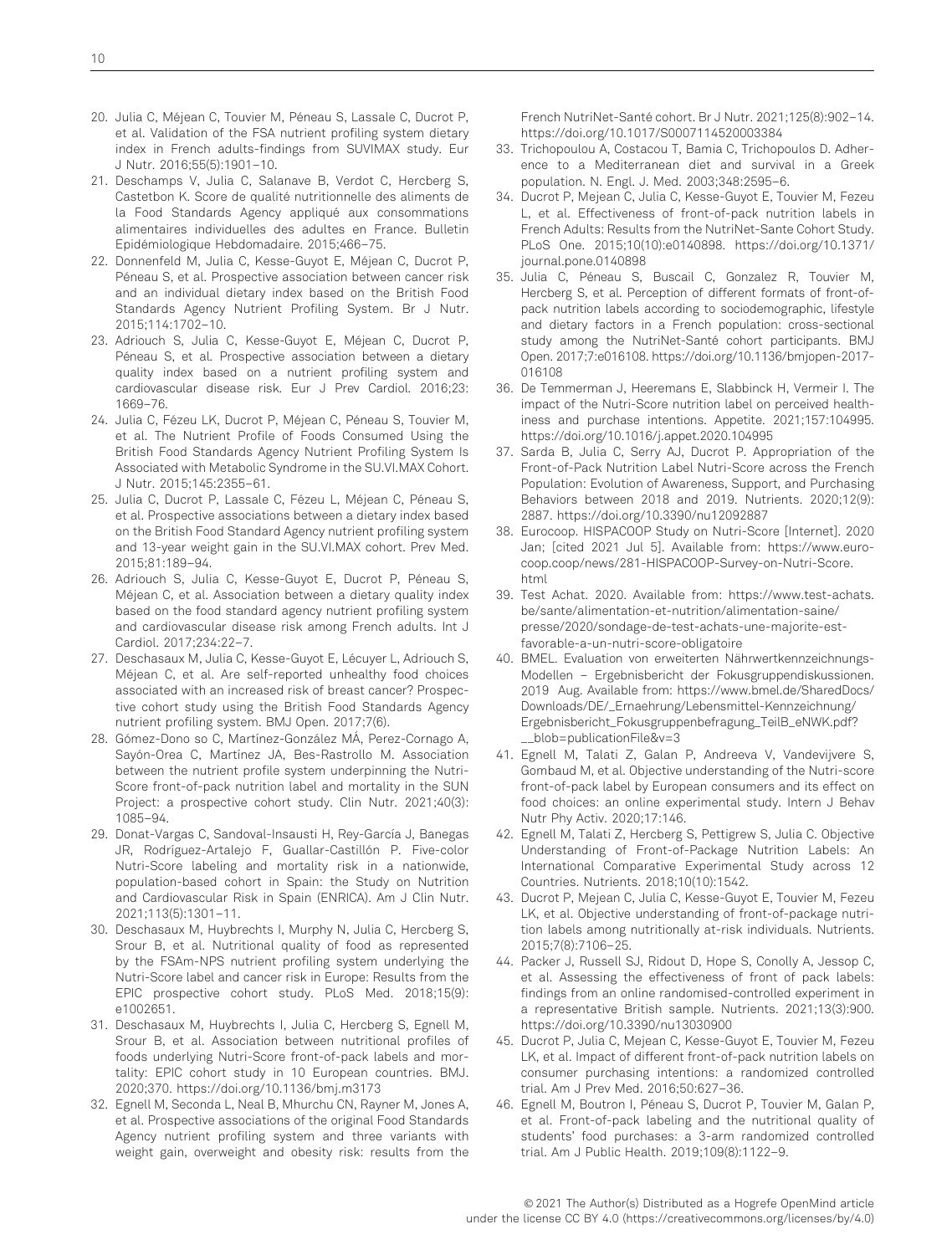20. Julia C, Méjean C, Touvier M, Péneau S, Lassale C, Ducrot P, et al. Validation of the FSA nutrient profiling system dietary index in French adults-findings from SUVIMAX study. Eur J Nutr. 2016;55(5):1901–10.
21. Deschamps V, Julia C, Salanave B, Verdot C, Hercberg S, Castetbon K. Score de qualité nutritionnelle des aliments de la Food Standards Agency appliqué aux consommations alimentaires individuelles des adultes en France. Bulletin Epidémiologique Hebdomadaire. 2015;466–75.
22. Donnenfeld M, Julia C, Kesse-Guyot E, Méjean C, Ducrot P, Péneau S, et al. Prospective association between cancer risk and an individual dietary index based on the British Food Standards Agency Nutrient Profiling System. Br J Nutr. 2015;114:1702–10.
23. Adriouch S, Julia C, Kesse-Guyot E, Méjean C, Ducrot P, Péneau S, et al. Prospective association between a dietary quality index based on a nutrient profiling system and cardiovascular disease risk. Eur J Prev Cardiol. 2016;23: 1669–76.
24. Julia C, Fézeu LK, Ducrot P, Méjean C, Péneau S, Touvier M, et al. The Nutrient Profile of Foods Consumed Using the British Food Standards Agency Nutrient Profiling System Is Associated with Metabolic Syndrome in the SU.VI.MAX Cohort. J Nutr. 2015;145:2355–61.
25. Julia C, Ducrot P, Lassale C, Fézeu L, Méjean C, Péneau S, et al. Prospective associations between a dietary index based on the British Food Standard Agency nutrient profiling system and 13-year weight gain in the SU.VI.MAX cohort. Prev Med. 2015;81:189–94.
26. Adriouch S, Julia C, Kesse-Guyot E, Ducrot P, Péneau S, Méjean C, et al. Association between a dietary quality index based on the food standard agency nutrient profiling system and cardiovascular disease risk among French adults. Int J Cardiol. 2017;234:22–7.
27. Deschasaux M, Julia C, Kesse-Guyot E, Lécuyer L, Adriouch S, Méjean C, et al. Are self-reported unhealthy food choices associated with an increased risk of breast cancer? Prospective cohort study using the British Food Standards Agency nutrient profiling system. BMJ Open. 2017;7(6).
28. Gómez-Dono so C, Martínez-González MÁ, Perez-Cornago A, Sayón-Orea C, Martínez JA, Bes-Rastrollo M. Association between the nutrient profile system underpinning the Nutri-Score front-of-pack nutrition label and mortality in the SUN Project: a prospective cohort study. Clin Nutr. 2021;40(3): 1085–94.
29. Donat-Vargas C, Sandoval-Insausti H, Rey-García J, Banegas JR, Rodríguez-Artalejo F, Guallar-Castillón P. Five-color Nutri-Score labeling and mortality risk in a nationwide, population-based cohort in Spain: the Study on Nutrition and Cardiovascular Risk in Spain (ENRICA). Am J Clin Nutr. 2021;113(5):1301–11.
30. Deschasaux M, Huybrechts I, Murphy N, Julia C, Hercberg S, Srour B, et al. Nutritional quality of food as represented by the FSAm-NPS nutrient profiling system underlying the Nutri-Score label and cancer risk in Europe: Results from the EPIC prospective cohort study. PLoS Med. 2018;15(9): e1002651.
31. Deschasaux M, Huybrechts I, Julia C, Hercberg S, Egnell M, Srour B, et al. Association between nutritional profiles of foods underlying Nutri-Score front-of-pack labels and mortality: EPIC cohort study in 10 European countries. BMJ. 2020;370. https://doi.org/10.1136/bmj.m3173
32. Egnell M, Seconda L, Neal B, Mhurchu CN, Rayner M, Jones A, et al. Prospective associations of the original Food Standards Agency nutrient profiling system and three variants with weight gain, overweight and obesity risk: results from the French NutriNet-Santé cohort. Br J Nutr. 2021;125(8):902–14. https://doi.org/10.1017/S0007114520003384
33. Trichopoulou A, Costacou T, Bamia C, Trichopoulos D. Adherence to a Mediterranean diet and survival in a Greek population. N. Engl. J. Med. 2003;348:2595–6.
34. Ducrot P, Mejean C, Julia C, Kesse-Guyot E, Touvier M, Fezeu L, et al. Effectiveness of front-of-pack nutrition labels in French Adults: Results from the NutriNet-Sante Cohort Study. PLoS One. 2015;10(10):e0140898. https://doi.org/10.1371/journal.pone.0140898
35. Julia C, Péneau S, Buscail C, Gonzalez R, Touvier M, Hercberg S, et al. Perception of different formats of front-of-pack nutrition labels according to sociodemographic, lifestyle and dietary factors in a French population: cross-sectional study among the NutriNet-Santé cohort participants. BMJ Open. 2017;7:e016108. https://doi.org/10.1136/bmjopen-2017-016108
36. De Temmerman J, Heeremans E, Slabbinck H, Vermeir I. The impact of the Nutri-Score nutrition label on perceived healthiness and purchase intentions. Appetite. 2021;157:104995. https://doi.org/10.1016/j.appet.2020.104995
37. Sarda B, Julia C, Serry AJ, Ducrot P. Appropriation of the Front-of-Pack Nutrition Label Nutri-Score across the French Population: Evolution of Awareness, Support, and Purchasing Behaviors between 2018 and 2019. Nutrients. 2020;12(9): 2887. https://doi.org/10.3390/nu12092887
38. Eurocoop. HISPACOOP Study on Nutri-Score [Internet]. 2020 Jan; [cited 2021 Jul 5]. Available from: https://www.eurocoop.coop/news/281-HISPACOOP-Survey-on-Nutri-Score.html
39. Test Achat. 2020. Available from: https://www.test-achats.be/sante/alimentation-et-nutrition/alimentation-saine/presse/2020/sondage-de-test-achats-une-majorite-est-favorable-a-un-nutri-score-obligatoire
40. BMEL. Evaluation von erweiterten Nährwertkennzeichnungs-Modellen – Ergebnisbericht der Fokusgruppendiskussionen. 2019 Aug. Available from: https://www.bmel.de/SharedDocs/Downloads/DE/_Ernaehrung/Lebensmittel-Kennzeichnung/Ergebnisbericht_Fokusgruppenbefragung_TeilB_eNWK.pdf?__blob=publicationFile&v=3
41. Egnell M, Talati Z, Galan P, Andreeva V, Vandevijvere S, Gombaud M, et al. Objective understanding of the Nutri-score front-of-pack label by European consumers and its effect on food choices: an online experimental study. Intern J Behav Nutr Phy Activ. 2020;17:146.
42. Egnell M, Talati Z, Hercberg S, Pettigrew S, Julia C. Objective Understanding of Front-of-Package Nutrition Labels: An International Comparative Experimental Study across 12 Countries. Nutrients. 2018;10(10):1542.
43. Ducrot P, Mejean C, Julia C, Kesse-Guyot E, Touvier M, Fezeu LK, et al. Objective understanding of front-of-package nutrition labels among nutritionally at-risk individuals. Nutrients. 2015;7(8):7106–25.
44. Packer J, Russell SJ, Ridout D, Hope S, Conolly A, Jessop C, et al. Assessing the effectiveness of front of pack labels: findings from an online randomised-controlled experiment in a representative British sample. Nutrients. 2021;13(3):900. https://doi.org/10.3390/nu13030900
45. Ducrot P, Julia C, Mejean C, Kesse-Guyot E, Touvier M, Fezeu LK, et al. Impact of different front-of-pack nutrition labels on consumer purchasing intentions: a randomized controlled trial. Am J Prev Med. 2016;50:627–36.
46. Egnell M, Boutron I, Péneau S, Ducrot P, Touvier M, Galan P, et al. Front-of-pack labeling and the nutritional quality of students' food purchases: a 3-arm randomized controlled trial. Am J Public Health. 2019;109(8):1122–9.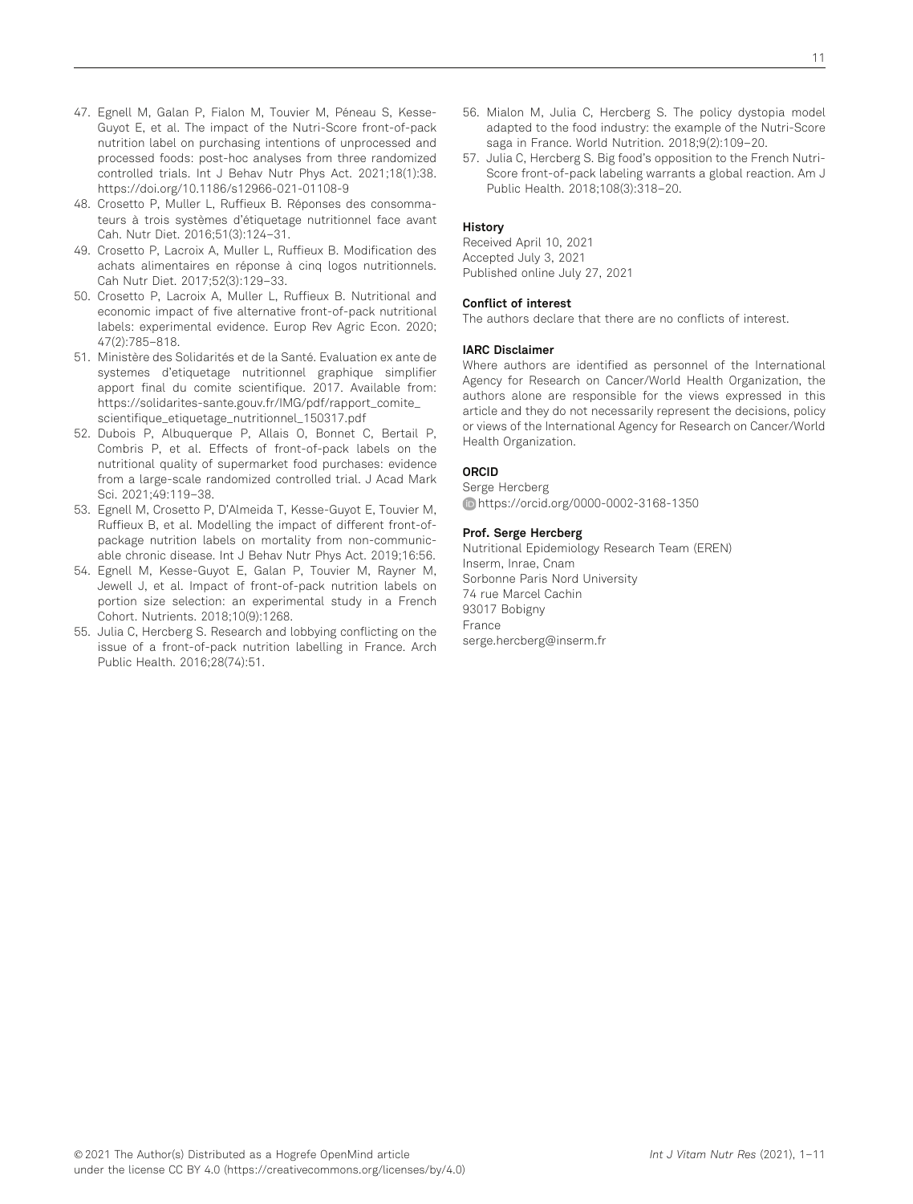47. Egnell M, Galan P, Fialon M, Touvier M, Péneau S, Kesse-Guyot E, et al. The impact of the Nutri-Score front-of-pack nutrition label on purchasing intentions of unprocessed and processed foods: post-hoc analyses from three randomized controlled trials. Int J Behav Nutr Phys Act. 2021;18(1):38. https://doi.org/10.1186/s12966-021-01108-9
48. Crosetto P, Muller L, Ruffieux B. Réponses des consommateurs à trois systèmes d'étiquetage nutritionnel face avant Cah. Nutr Diet. 2016;51(3):124–31.
49. Crosetto P, Lacroix A, Muller L, Ruffieux B. Modification des achats alimentaires en réponse à cinq logos nutritionnels. Cah Nutr Diet. 2017;52(3):129–33.
50. Crosetto P, Lacroix A, Muller L, Ruffieux B. Nutritional and economic impact of five alternative front-of-pack nutritional labels: experimental evidence. Europ Rev Agric Econ. 2020; 47(2):785–818.
51. Ministère des Solidarités et de la Santé. Evaluation ex ante de systemes d'etiquetage nutritionnel graphique simplifier apport final du comite scientifique. 2017. Available from: https://solidarites-sante.gouv.fr/IMG/pdf/rapport_comite_scientifique_etiquetage_nutritionnel_150317.pdf
52. Dubois P, Albuquerque P, Allais O, Bonnet C, Bertail P, Combris P, et al. Effects of front-of-pack labels on the nutritional quality of supermarket food purchases: evidence from a large-scale randomized controlled trial. J Acad Mark Sci. 2021;49:119–38.
53. Egnell M, Crosetto P, D'Almeida T, Kesse-Guyot E, Touvier M, Ruffieux B, et al. Modelling the impact of different front-of-package nutrition labels on mortality from non-communicable chronic disease. Int J Behav Nutr Phys Act. 2019;16:56.
54. Egnell M, Kesse-Guyot E, Galan P, Touvier M, Rayner M, Jewell J, et al. Impact of front-of-pack nutrition labels on portion size selection: an experimental study in a French Cohort. Nutrients. 2018;10(9):1268.
55. Julia C, Hercberg S. Research and lobbying conflicting on the issue of a front-of-pack nutrition labelling in France. Arch Public Health. 2016;28(74):51.
56. Mialon M, Julia C, Hercberg S. The policy dystopia model adapted to the food industry: the example of the Nutri-Score saga in France. World Nutrition. 2018;9(2):109–20.
57. Julia C, Hercberg S. Big food's opposition to the French Nutri-Score front-of-pack labeling warrants a global reaction. Am J Public Health. 2018;108(3):318–20.

#### History

Received April 10, 2021
Accepted July 3, 2021
Published online July 27, 2021

#### Conflict of interest

The authors declare that there are no conflicts of interest.

#### IARC Disclaimer

Where authors are identified as personnel of the International Agency for Research on Cancer/World Health Organization, the authors alone are responsible for the views expressed in this article and they do not necessarily represent the decisions, policy or views of the International Agency for Research on Cancer/World Health Organization.

#### ORCID

Serge Hercberg
https://orcid.org/0000-0002-3168-1350

#### Prof. Serge Hercberg

Nutritional Epidemiology Research Team (EREN)
Inserm, Inrae, Cnam
Sorbonne Paris Nord University
74 rue Marcel Cachin
93017 Bobigny
France
serge.hercberg@inserm.fr

© 2021 The Author(s) Distributed as a Hogrefe OpenMind article under the license CC BY 4.0 (https://creativecommons.org/licenses/by/4.0)